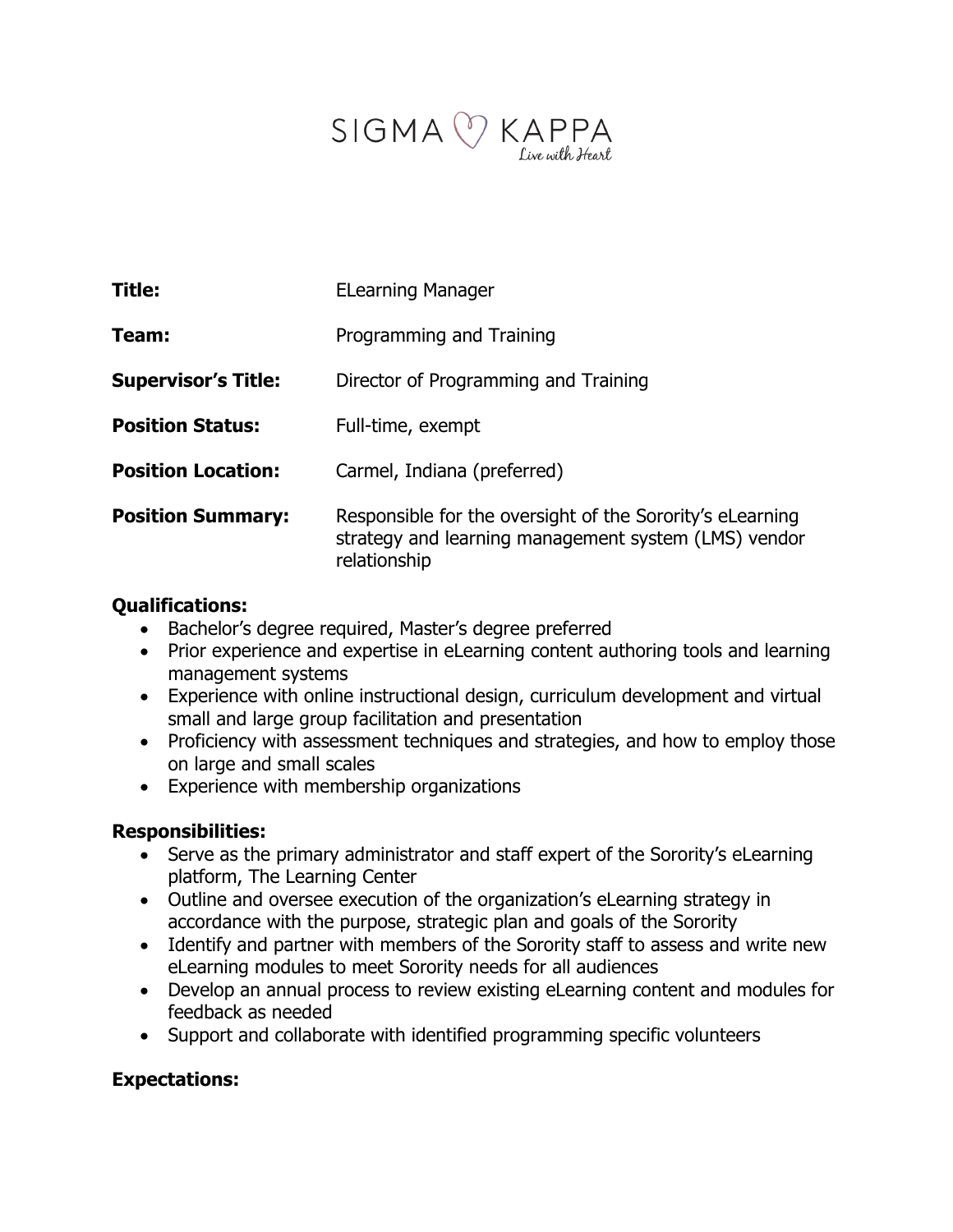SIGMA KAPPA
*Live with Heart*

| | |
|---|---|
| **Title:** | ELearning Manager |
| **Team:** | Programming and Training |
| **Supervisor's Title:** | Director of Programming and Training |
| **Position Status:** | Full-time, exempt |
| **Position Location:** | Carmel, Indiana (preferred) |
| **Position Summary:** | Responsible for the oversight of the Sorority's eLearning strategy and learning management system (LMS) vendor relationship |

**Qualifications:**

- Bachelor's degree required, Master's degree preferred
- Prior experience and expertise in eLearning content authoring tools and learning management systems
- Experience with online instructional design, curriculum development and virtual small and large group facilitation and presentation
- Proficiency with assessment techniques and strategies, and how to employ those on large and small scales
- Experience with membership organizations

**Responsibilities:**

- Serve as the primary administrator and staff expert of the Sorority's eLearning platform, The Learning Center
- Outline and oversee execution of the organization's eLearning strategy in accordance with the purpose, strategic plan and goals of the Sorority
- Identify and partner with members of the Sorority staff to assess and write new eLearning modules to meet Sorority needs for all audiences
- Develop an annual process to review existing eLearning content and modules for feedback as needed
- Support and collaborate with identified programming specific volunteers

**Expectations:**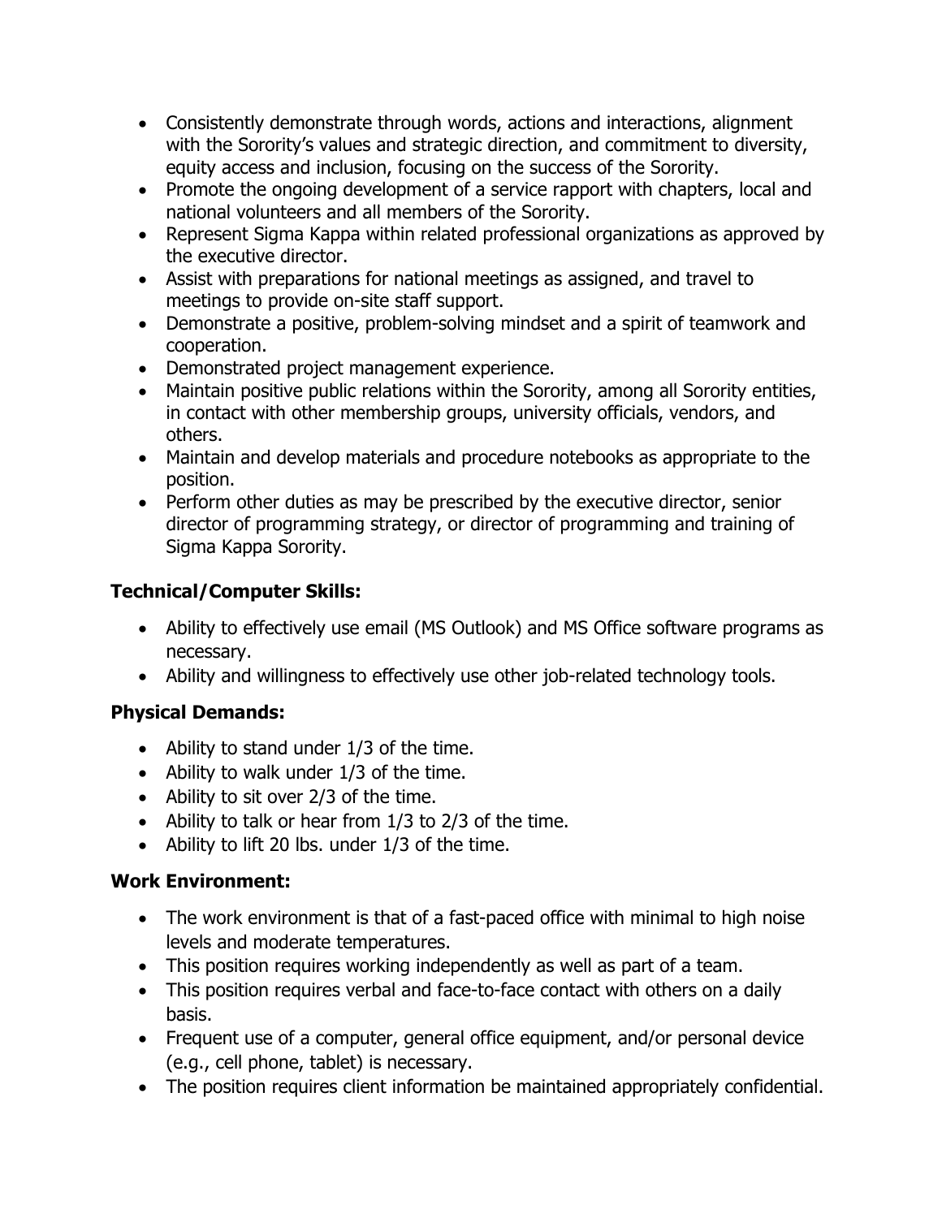- Consistently demonstrate through words, actions and interactions, alignment with the Sorority's values and strategic direction, and commitment to diversity, equity access and inclusion, focusing on the success of the Sorority.
- Promote the ongoing development of a service rapport with chapters, local and national volunteers and all members of the Sorority.
- Represent Sigma Kappa within related professional organizations as approved by the executive director.
- Assist with preparations for national meetings as assigned, and travel to meetings to provide on-site staff support.
- Demonstrate a positive, problem-solving mindset and a spirit of teamwork and cooperation.
- Demonstrated project management experience.
- Maintain positive public relations within the Sorority, among all Sorority entities, in contact with other membership groups, university officials, vendors, and others.
- Maintain and develop materials and procedure notebooks as appropriate to the position.
- Perform other duties as may be prescribed by the executive director, senior director of programming strategy, or director of programming and training of Sigma Kappa Sorority.

**Technical/Computer Skills:**

- Ability to effectively use email (MS Outlook) and MS Office software programs as necessary.
- Ability and willingness to effectively use other job-related technology tools.

**Physical Demands:**

- Ability to stand under 1/3 of the time.
- Ability to walk under 1/3 of the time.
- Ability to sit over 2/3 of the time.
- Ability to talk or hear from 1/3 to 2/3 of the time.
- Ability to lift 20 lbs. under 1/3 of the time.

**Work Environment:**

- The work environment is that of a fast-paced office with minimal to high noise levels and moderate temperatures.
- This position requires working independently as well as part of a team.
- This position requires verbal and face-to-face contact with others on a daily basis.
- Frequent use of a computer, general office equipment, and/or personal device (e.g., cell phone, tablet) is necessary.
- The position requires client information be maintained appropriately confidential.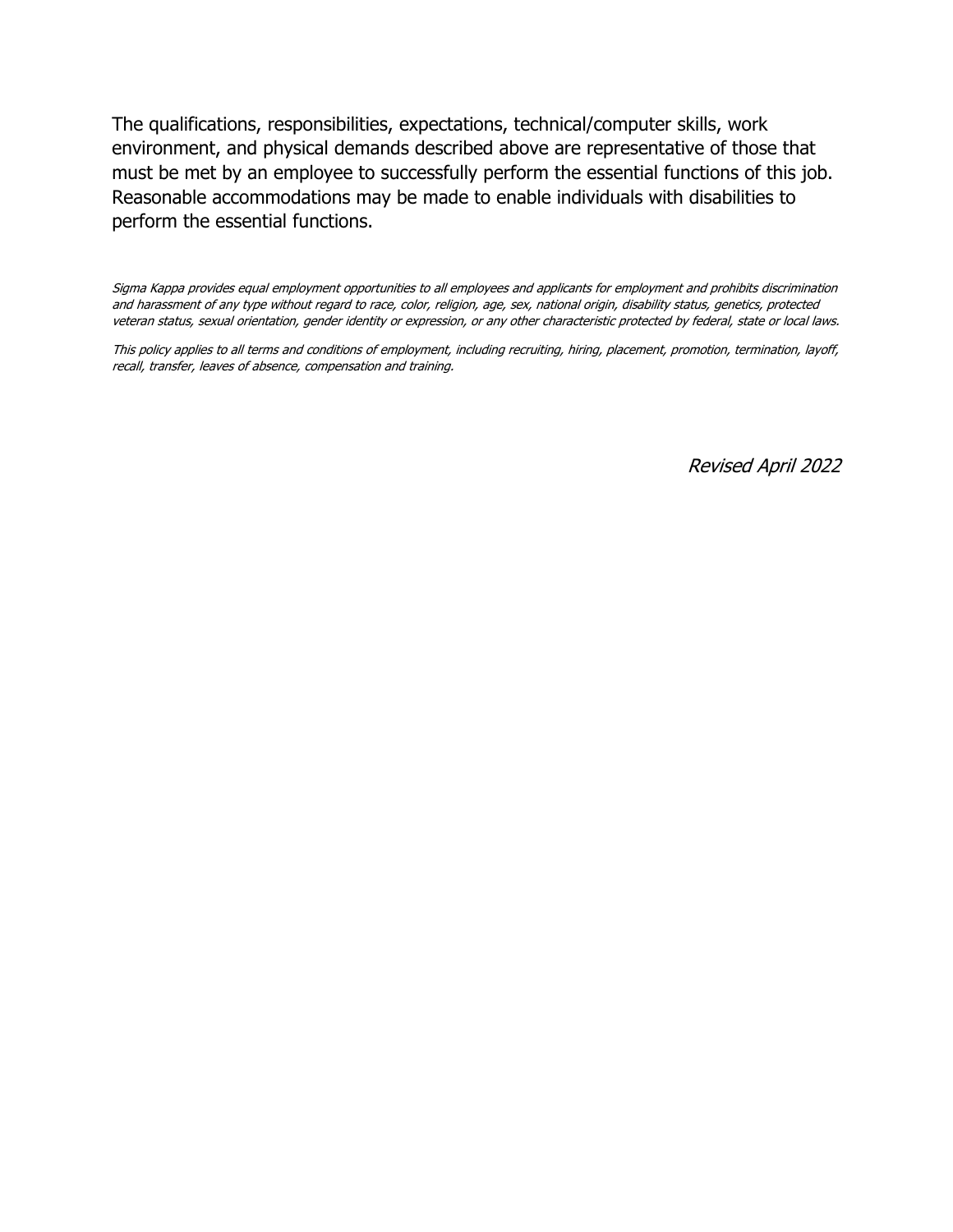The qualifications, responsibilities, expectations, technical/computer skills, work environment, and physical demands described above are representative of those that must be met by an employee to successfully perform the essential functions of this job. Reasonable accommodations may be made to enable individuals with disabilities to perform the essential functions.

*Sigma Kappa provides equal employment opportunities to all employees and applicants for employment and prohibits discrimination and harassment of any type without regard to race, color, religion, age, sex, national origin, disability status, genetics, protected veteran status, sexual orientation, gender identity or expression, or any other characteristic protected by federal, state or local laws.*

*This policy applies to all terms and conditions of employment, including recruiting, hiring, placement, promotion, termination, layoff, recall, transfer, leaves of absence, compensation and training.*

*Revised April 2022*